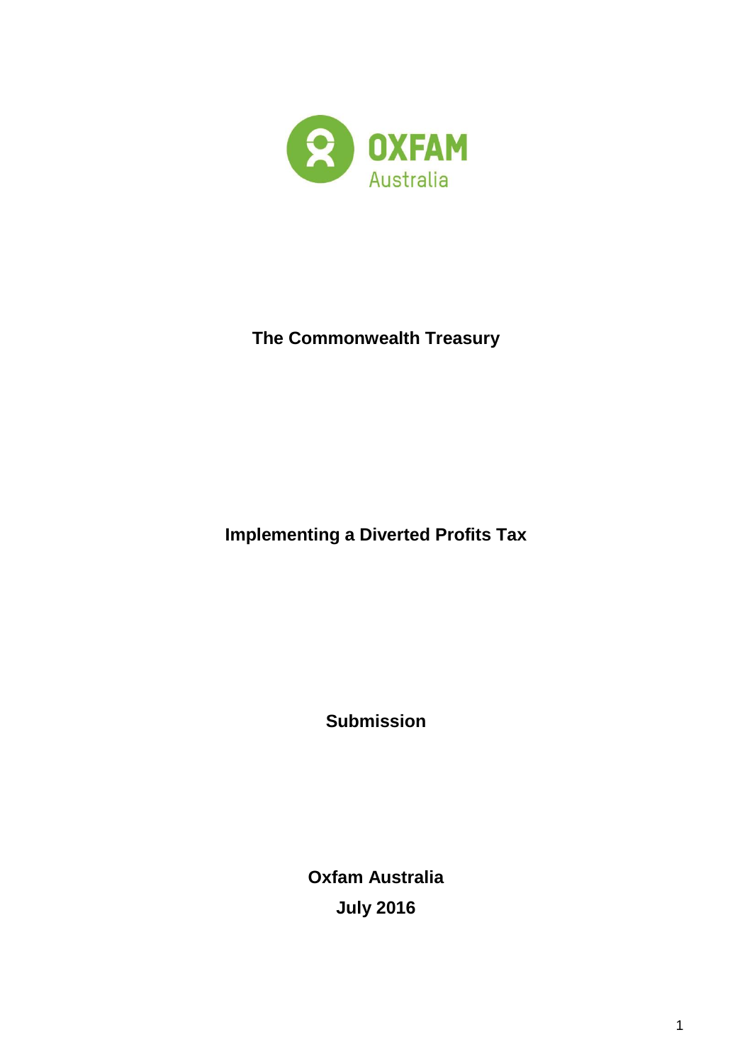**The Commonwealth Treasury**

**Implementing a Diverted Profits Tax**

**Submission**

**Oxfam Australia**

**July 2016**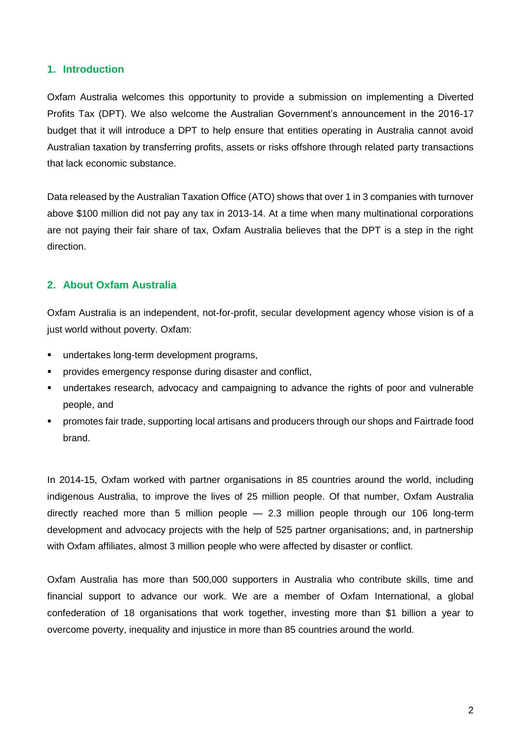## 1. Introduction

Oxfam Australia welcomes this opportunity to provide a submission on implementing a Diverted Profits Tax (DPT). We also welcome the Australian Government's announcement in the 2016-17 budget that it will introduce a DPT to help ensure that entities operating in Australia cannot avoid Australian taxation by transferring profits, assets or risks offshore through related party transactions that lack economic substance.

Data released by the Australian Taxation Office (ATO) shows that over 1 in 3 companies with turnover above $100 million did not pay any tax in 2013-14. At a time when many multinational corporations are not paying their fair share of tax, Oxfam Australia believes that the DPT is a step in the right direction.

## 2. About Oxfam Australia

Oxfam Australia is an independent, not-for-profit, secular development agency whose vision is of a just world without poverty. Oxfam:

- undertakes long-term development programs,
- provides emergency response during disaster and conflict,
- undertakes research, advocacy and campaigning to advance the rights of poor and vulnerable people, and
- promotes fair trade, supporting local artisans and producers through our shops and Fairtrade food brand.

In 2014-15, Oxfam worked with partner organisations in 85 countries around the world, including indigenous Australia, to improve the lives of 25 million people. Of that number, Oxfam Australia directly reached more than 5 million people — 2.3 million people through our 106 long-term development and advocacy projects with the help of 525 partner organisations; and, in partnership with Oxfam affiliates, almost 3 million people who were affected by disaster or conflict.

Oxfam Australia has more than 500,000 supporters in Australia who contribute skills, time and financial support to advance our work. We are a member of Oxfam International, a global confederation of 18 organisations that work together, investing more than $1 billion a year to overcome poverty, inequality and injustice in more than 85 countries around the world.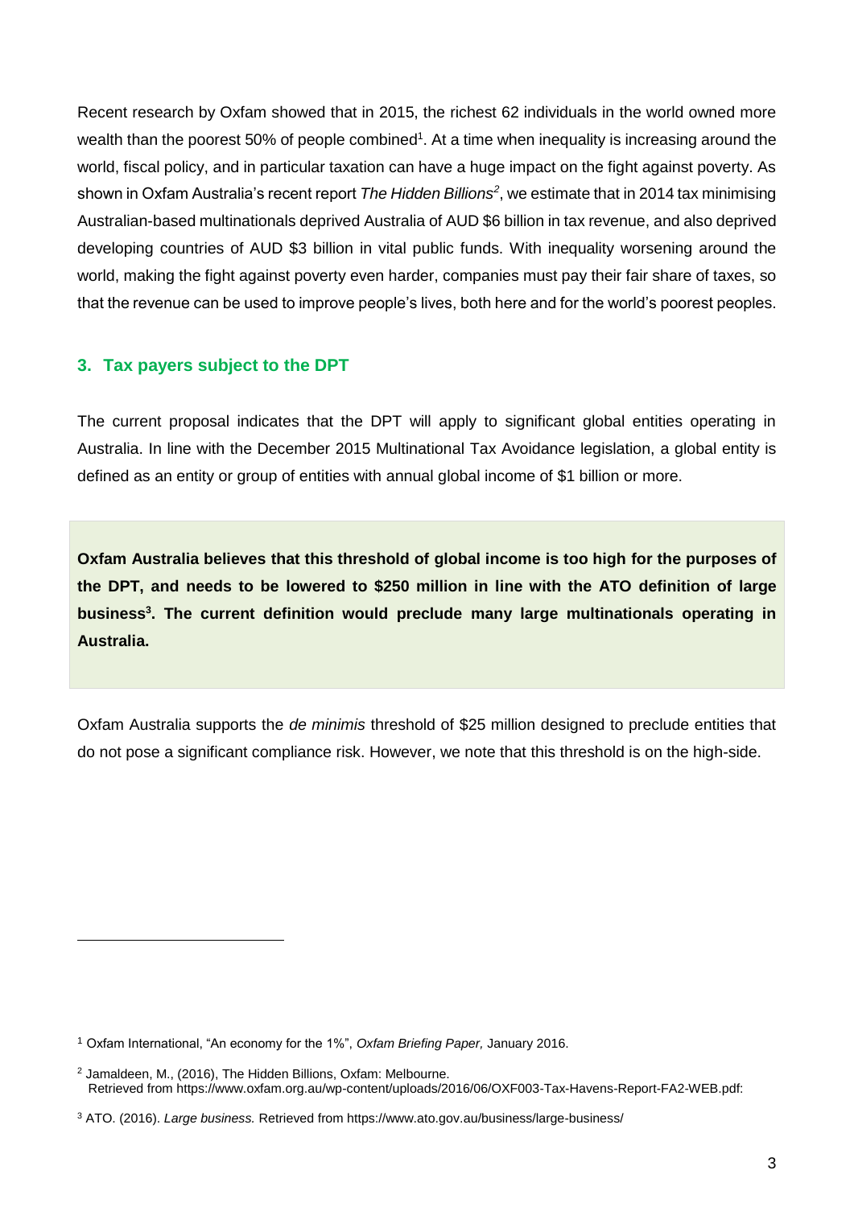Recent research by Oxfam showed that in 2015, the richest 62 individuals in the world owned more wealth than the poorest 50% of people combined[1]. At a time when inequality is increasing around the world, fiscal policy, and in particular taxation can have a huge impact on the fight against poverty. As shown in Oxfam Australia's recent report *The Hidden Billions*[2], we estimate that in 2014 tax minimising Australian-based multinationals deprived Australia of AUD $6 billion in tax revenue, and also deprived developing countries of AUD $3 billion in vital public funds. With inequality worsening around the world, making the fight against poverty even harder, companies must pay their fair share of taxes, so that the revenue can be used to improve people's lives, both here and for the world's poorest peoples.

## 3. Tax payers subject to the DPT

The current proposal indicates that the DPT will apply to significant global entities operating in Australia. In line with the December 2015 Multinational Tax Avoidance legislation, a global entity is defined as an entity or group of entities with annual global income of $1 billion or more.

**Oxfam Australia believes that this threshold of global income is too high for the purposes of the DPT, and needs to be lowered to $250 million in line with the ATO definition of large business[3]. The current definition would preclude many large multinationals operating in Australia.**

Oxfam Australia supports the *de minimis* threshold of $25 million designed to preclude entities that do not pose a significant compliance risk. However, we note that this threshold is on the high-side.

---

[1] Oxfam International, "An economy for the 1%", *Oxfam Briefing Paper,* January 2016.

[2] Jamaldeen, M., (2016), The Hidden Billions, Oxfam: Melbourne. Retrieved from https://www.oxfam.org.au/wp-content/uploads/2016/06/OXF003-Tax-Havens-Report-FA2-WEB.pdf:

[3] ATO. (2016). *Large business.* Retrieved from https://www.ato.gov.au/business/large-business/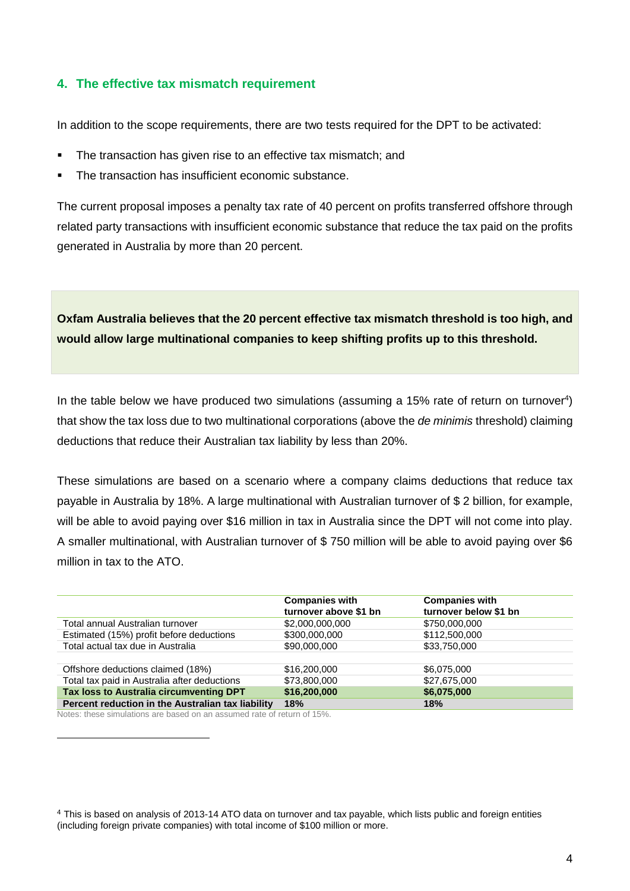## 4. The effective tax mismatch requirement

In addition to the scope requirements, there are two tests required for the DPT to be activated:

- The transaction has given rise to an effective tax mismatch; and
- The transaction has insufficient economic substance.

The current proposal imposes a penalty tax rate of 40 percent on profits transferred offshore through related party transactions with insufficient economic substance that reduce the tax paid on the profits generated in Australia by more than 20 percent.

**Oxfam Australia believes that the 20 percent effective tax mismatch threshold is too high, and would allow large multinational companies to keep shifting profits up to this threshold.**

In the table below we have produced two simulations (assuming a 15% rate of return on turnover[4]) that show the tax loss due to two multinational corporations (above the *de minimis* threshold) claiming deductions that reduce their Australian tax liability by less than 20%.

These simulations are based on a scenario where a company claims deductions that reduce tax payable in Australia by 18%. A large multinational with Australian turnover of $ 2 billion, for example, will be able to avoid paying over $16 million in tax in Australia since the DPT will not come into play. A smaller multinational, with Australian turnover of $ 750 million will be able to avoid paying over $6 million in tax to the ATO.

| | Companies with turnover above $1 bn | Companies with turnover below $1 bn |
|---|---|---|
| Total annual Australian turnover | $2,000,000,000 | $750,000,000 |
| Estimated (15%) profit before deductions | $300,000,000 | $112,500,000 |
| Total actual tax due in Australia | $90,000,000 | $33,750,000 |
| | | |
| Offshore deductions claimed (18%) | $16,200,000 | $6,075,000 |
| Total tax paid in Australia after deductions | $73,800,000 | $27,675,000 |
| **Tax loss to Australia circumventing DPT** | **$16,200,000** | **$6,075,000** |
| **Percent reduction in the Australian tax liability** | **18%** | **18%** |

Notes: these simulations are based on an assumed rate of return of 15%.

[4] This is based on analysis of 2013-14 ATO data on turnover and tax payable, which lists public and foreign entities (including foreign private companies) with total income of $100 million or more.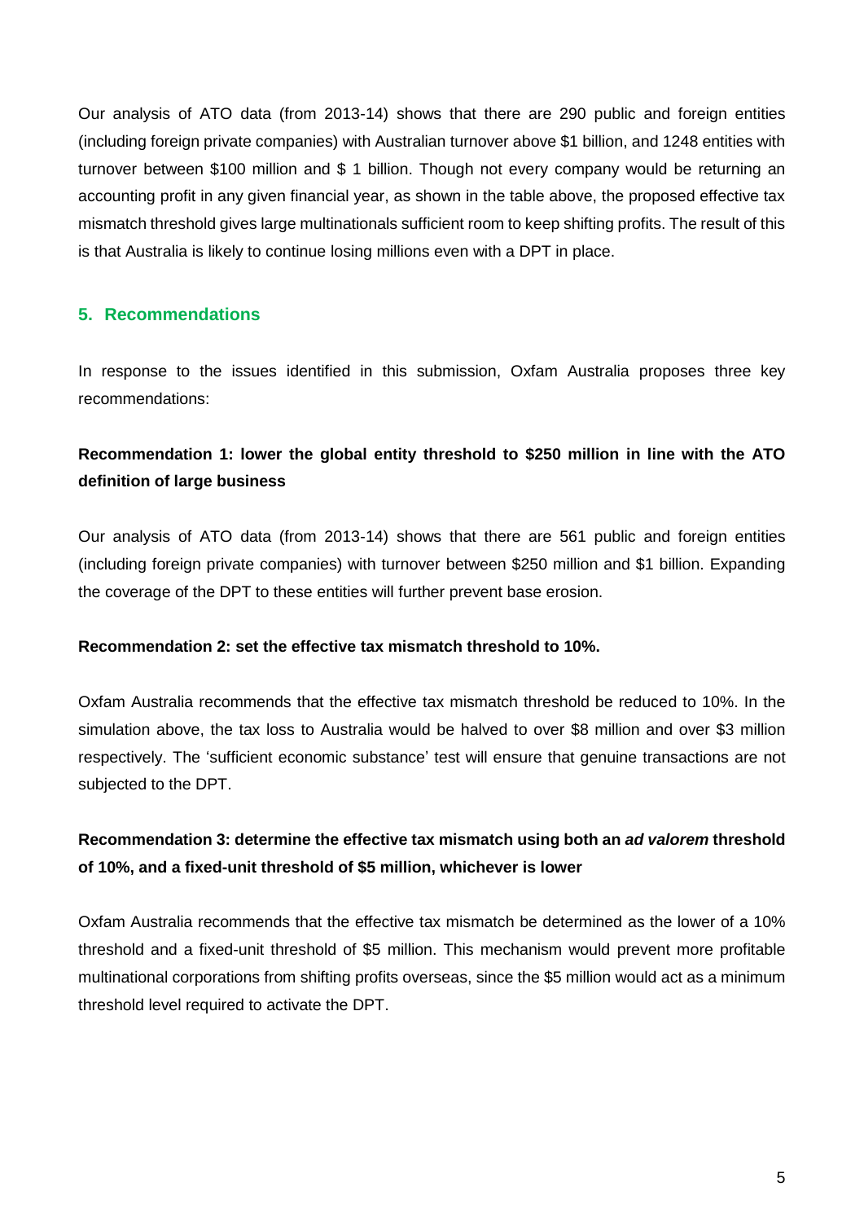Our analysis of ATO data (from 2013-14) shows that there are 290 public and foreign entities (including foreign private companies) with Australian turnover above $1 billion, and 1248 entities with turnover between $100 million and $ 1 billion. Though not every company would be returning an accounting profit in any given financial year, as shown in the table above, the proposed effective tax mismatch threshold gives large multinationals sufficient room to keep shifting profits. The result of this is that Australia is likely to continue losing millions even with a DPT in place.

## 5. Recommendations

In response to the issues identified in this submission, Oxfam Australia proposes three key recommendations:

**Recommendation 1: lower the global entity threshold to $250 million in line with the ATO definition of large business**

Our analysis of ATO data (from 2013-14) shows that there are 561 public and foreign entities (including foreign private companies) with turnover between $250 million and $1 billion. Expanding the coverage of the DPT to these entities will further prevent base erosion.

**Recommendation 2: set the effective tax mismatch threshold to 10%.**

Oxfam Australia recommends that the effective tax mismatch threshold be reduced to 10%. In the simulation above, the tax loss to Australia would be halved to over $8 million and over $3 million respectively. The 'sufficient economic substance' test will ensure that genuine transactions are not subjected to the DPT.

**Recommendation 3: determine the effective tax mismatch using both an *ad valorem* threshold of 10%, and a fixed-unit threshold of $5 million, whichever is lower**

Oxfam Australia recommends that the effective tax mismatch be determined as the lower of a 10% threshold and a fixed-unit threshold of $5 million. This mechanism would prevent more profitable multinational corporations from shifting profits overseas, since the $5 million would act as a minimum threshold level required to activate the DPT.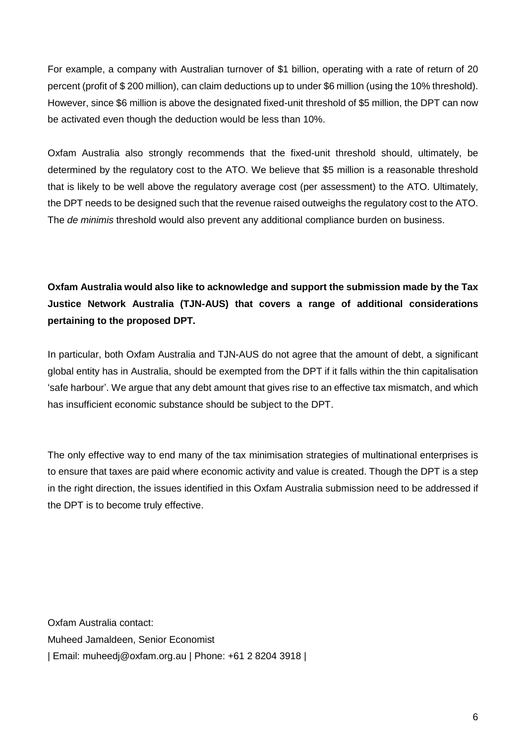For example, a company with Australian turnover of $1 billion, operating with a rate of return of 20 percent (profit of $ 200 million), can claim deductions up to under $6 million (using the 10% threshold). However, since $6 million is above the designated fixed-unit threshold of $5 million, the DPT can now be activated even though the deduction would be less than 10%.

Oxfam Australia also strongly recommends that the fixed-unit threshold should, ultimately, be determined by the regulatory cost to the ATO. We believe that $5 million is a reasonable threshold that is likely to be well above the regulatory average cost (per assessment) to the ATO. Ultimately, the DPT needs to be designed such that the revenue raised outweighs the regulatory cost to the ATO. The *de minimis* threshold would also prevent any additional compliance burden on business.

**Oxfam Australia would also like to acknowledge and support the submission made by the Tax Justice Network Australia (TJN-AUS) that covers a range of additional considerations pertaining to the proposed DPT.**

In particular, both Oxfam Australia and TJN-AUS do not agree that the amount of debt, a significant global entity has in Australia, should be exempted from the DPT if it falls within the thin capitalisation 'safe harbour'. We argue that any debt amount that gives rise to an effective tax mismatch, and which has insufficient economic substance should be subject to the DPT.

The only effective way to end many of the tax minimisation strategies of multinational enterprises is to ensure that taxes are paid where economic activity and value is created. Though the DPT is a step in the right direction, the issues identified in this Oxfam Australia submission need to be addressed if the DPT is to become truly effective.

Oxfam Australia contact:
Muheed Jamaldeen, Senior Economist
| Email: muheedj@oxfam.org.au | Phone: +61 2 8204 3918 |